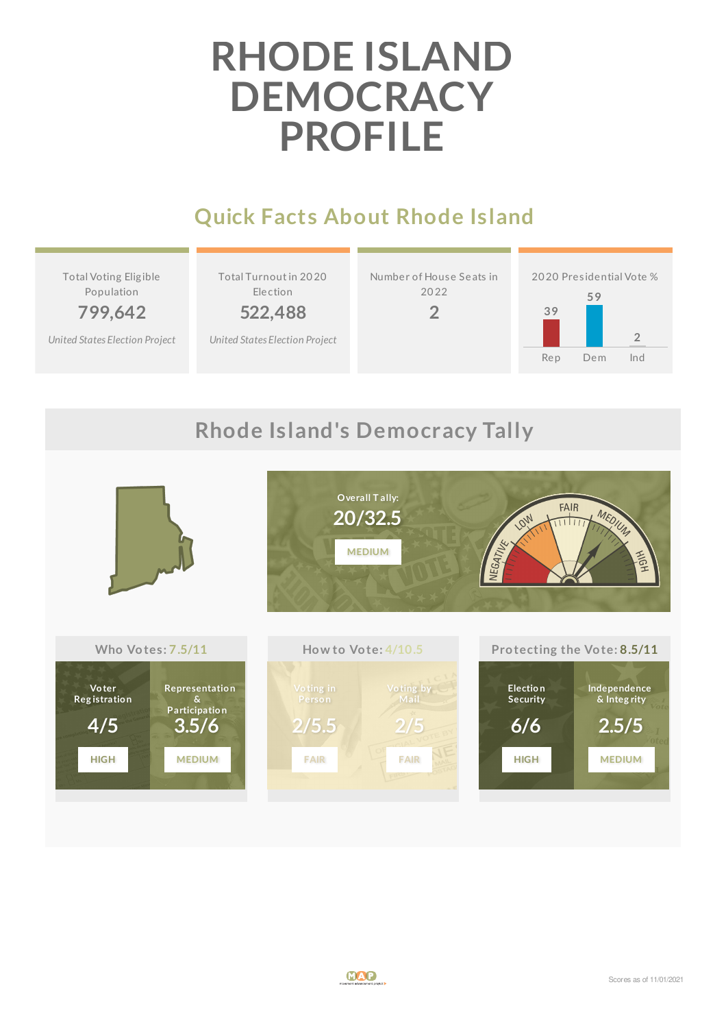# RHODE ISLAND DEMOCRACY PROFILE

## Quick Facts About Rhode Island

| Total Voting Eligible Population | Total Turnout in 2020 Election | Number of House Seats in 2022 | 2020 Presidential Vote % |
|---|---|---|---|
| 799,642 | 522,488 | 2 | Rep 39, Dem 59, Ind 2 |
| *United States Election Project* | *United States Election Project* | | |

## Rhode Island's Democracy Tally

Overall Tally:
**20/32.5**
MEDIUM

NEGATIVE · LOW · FAIR · MEDIUM · HIGH

### Who Votes: 7.5/11

| Voter Registration | Representation & Participation |
|---|---|
| 4/5 | 3.5/6 |
| HIGH | MEDIUM |

### How to Vote: 4/10.5

| Voting in Person | Voting by Mail |
|---|---|
| 2/5.5 | 2/5 |
| FAIR | FAIR |

### Protecting the Vote: 8.5/11

| Election Security | Independence & Integrity |
|---|---|
| 6/6 | 2.5/5 |
| HIGH | MEDIUM |

Scores as of 11/01/2021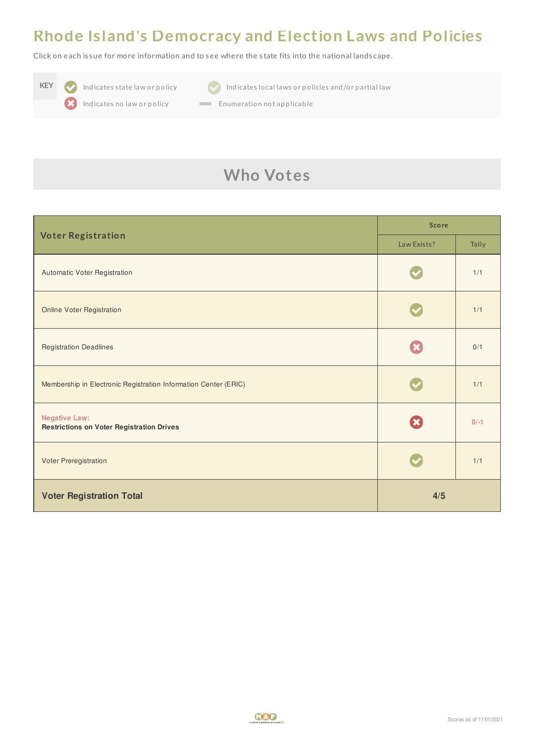# Rhode Island's Democracy and Election Laws and Policies

Click on each issue for more information and to see where the state fits into the national landscape.

| KEY | |
|---|---|
| ✓ Indicates state law or policy | ✓ Indicates local laws or policies and/or partial law |
| ✗ Indicates no law or policy | — Enumeration not applicable |

## Who Votes

| Voter Registration | Score | |
|---|---|---|
| | Law Exists? | Tally |
| Automatic Voter Registration | ✓ | 1/1 |
| Online Voter Registration | ✓ | 1/1 |
| Registration Deadlines | ✗ | 0/1 |
| Membership in Electronic Registration Information Center (ERIC) | ✓ | 1/1 |
| Negative Law: **Restrictions on Voter Registration Drives** | ✗ | 0/-1 |
| Voter Preregistration | ✓ | 1/1 |
| **Voter Registration Total** | **4/5** | |

Scores as of 11/01/2021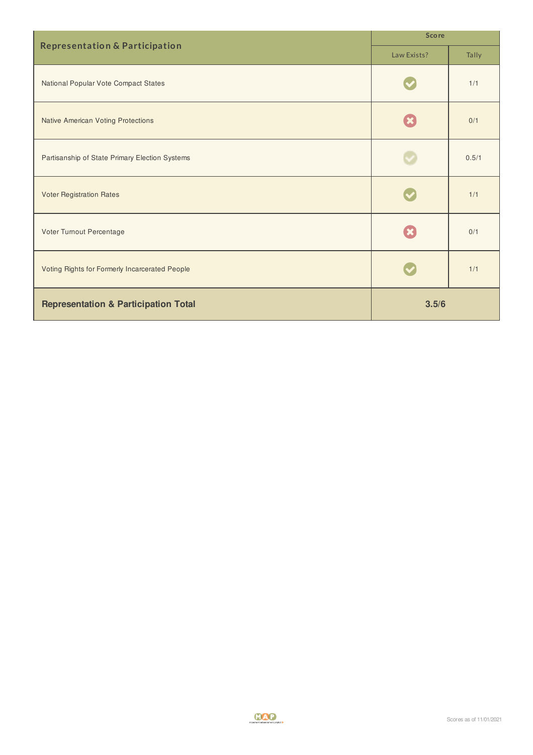| Representation & Participation | Score | |
|---|---|---|
| | Law Exists? | Tally |
| National Popular Vote Compact States | ✔ | 1/1 |
| Native American Voting Protections | ✖ | 0/1 |
| Partisanship of State Primary Election Systems | ✔ | 0.5/1 |
| Voter Registration Rates | ✔ | 1/1 |
| Voter Turnout Percentage | ✖ | 0/1 |
| Voting Rights for Formerly Incarcerated People | ✔ | 1/1 |
| **Representation & Participation Total** | **3.5/6** | |

Scores as of 11/01/2021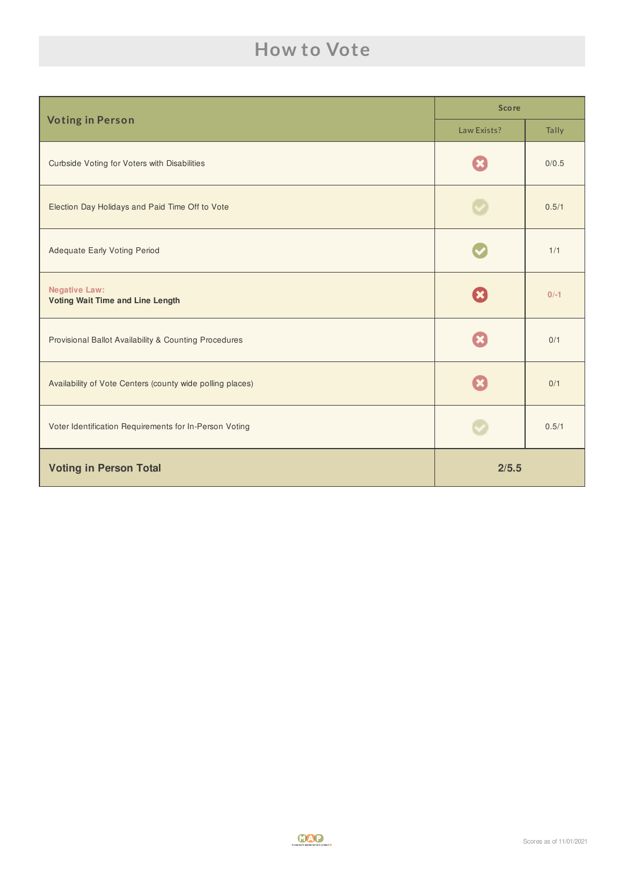# How to Vote

| Voting in Person | Score | |
|---|---|---|
| | Law Exists? | Tally |
| Curbside Voting for Voters with Disabilities | ✗ | 0/0.5 |
| Election Day Holidays and Paid Time Off to Vote | ✓ (partial) | 0.5/1 |
| Adequate Early Voting Period | ✓ | 1/1 |
| Negative Law: **Voting Wait Time and Line Length** | ✗ | 0/-1 |
| Provisional Ballot Availability & Counting Procedures | ✗ | 0/1 |
| Availability of Vote Centers (county wide polling places) | ✗ | 0/1 |
| Voter Identification Requirements for In-Person Voting | ✓ (partial) | 0.5/1 |
| **Voting in Person Total** | **2/5.5** | |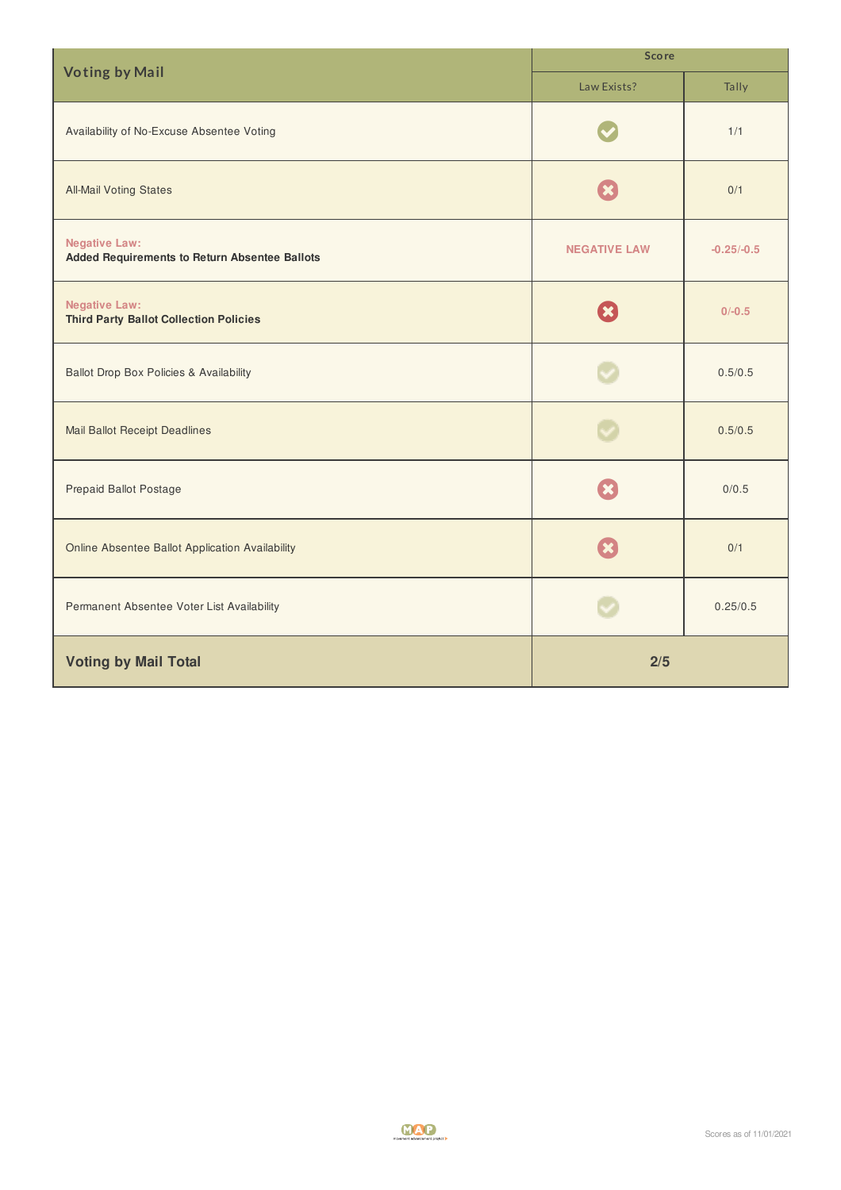| Voting by Mail | Score | |
|---|---|---|
| | Law Exists? | Tally |
| Availability of No-Excuse Absentee Voting | ✔ | 1/1 |
| All-Mail Voting States | ✖ | 0/1 |
| Negative Law: **Added Requirements to Return Absentee Ballots** | NEGATIVE LAW | -0.25/-0.5 |
| Negative Law: **Third Party Ballot Collection Policies** | ✖ | 0/-0.5 |
| Ballot Drop Box Policies & Availability | ✔ | 0.5/0.5 |
| Mail Ballot Receipt Deadlines | ✔ | 0.5/0.5 |
| Prepaid Ballot Postage | ✖ | 0/0.5 |
| Online Absentee Ballot Application Availability | ✖ | 0/1 |
| Permanent Absentee Voter List Availability | ✔ | 0.25/0.5 |
| **Voting by Mail Total** | **2/5** | |

Scores as of 11/01/2021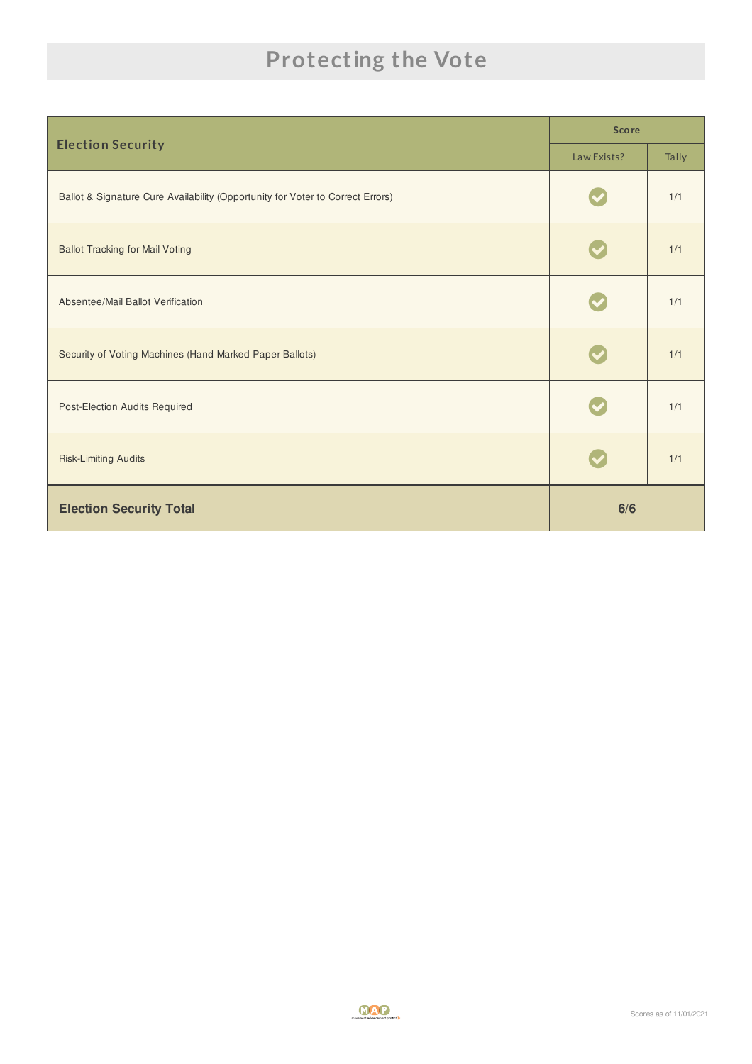# Protecting the Vote

| Election Security | Score | |
|---|---|---|
| | Law Exists? | Tally |
| Ballot & Signature Cure Availability (Opportunity for Voter to Correct Errors) | ✓ | 1/1 |
| Ballot Tracking for Mail Voting | ✓ | 1/1 |
| Absentee/Mail Ballot Verification | ✓ | 1/1 |
| Security of Voting Machines (Hand Marked Paper Ballots) | ✓ | 1/1 |
| Post-Election Audits Required | ✓ | 1/1 |
| Risk-Limiting Audits | ✓ | 1/1 |
| **Election Security Total** | **6/6** | |

Scores as of 11/01/2021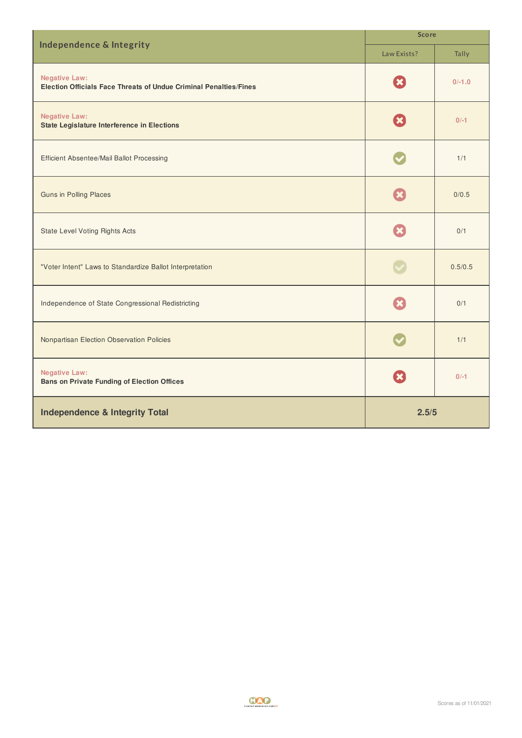| Independence & Integrity | Score | |
|---|---|---|
| | Law Exists? | Tally |
| Negative Law: **Election Officials Face Threats of Undue Criminal Penalties/Fines** | ✗ | 0/-1.0 |
| Negative Law: **State Legislature Interference in Elections** | ✗ | 0/-1 |
| Efficient Absentee/Mail Ballot Processing | ✓ | 1/1 |
| Guns in Polling Places | ✗ | 0/0.5 |
| State Level Voting Rights Acts | ✗ | 0/1 |
| "Voter Intent" Laws to Standardize Ballot Interpretation | ✓ | 0.5/0.5 |
| Independence of State Congressional Redistricting | ✗ | 0/1 |
| Nonpartisan Election Observation Policies | ✓ | 1/1 |
| Negative Law: **Bans on Private Funding of Election Offices** | ✗ | 0/-1 |
| **Independence & Integrity Total** | **2.5/5** | |

Scores as of 11/01/2021